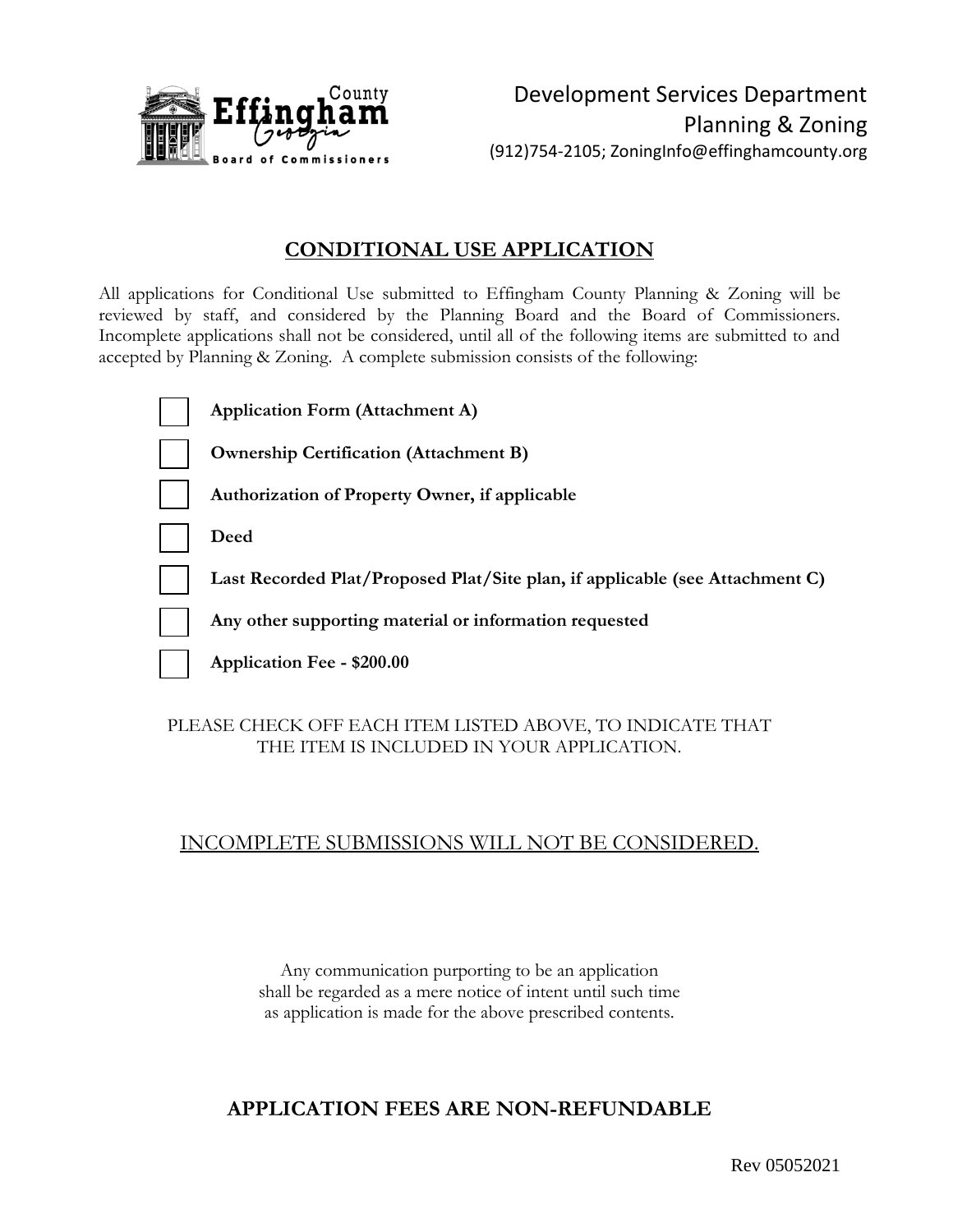County
**Effingham**
Georgia
Board of Commissioners

Development Services Department
Planning & Zoning
(912)754-2105; ZoningInfo@effinghamcounty.org

## CONDITIONAL USE APPLICATION

All applications for Conditional Use submitted to Effingham County Planning & Zoning will be reviewed by staff, and considered by the Planning Board and the Board of Commissioners. Incomplete applications shall not be considered, until all of the following items are submitted to and accepted by Planning & Zoning. A complete submission consists of the following:

- [ ] **Application Form (Attachment A)**
- [ ] **Ownership Certification (Attachment B)**
- [ ] **Authorization of Property Owner, if applicable**
- [ ] **Deed**
- [ ] **Last Recorded Plat/Proposed Plat/Site plan, if applicable (see Attachment C)**
- [ ] **Any other supporting material or information requested**
- [ ] **Application Fee - $200.00**

PLEASE CHECK OFF EACH ITEM LISTED ABOVE, TO INDICATE THAT THE ITEM IS INCLUDED IN YOUR APPLICATION.

INCOMPLETE SUBMISSIONS WILL NOT BE CONSIDERED.

Any communication purporting to be an application shall be regarded as a mere notice of intent until such time as application is made for the above prescribed contents.

### APPLICATION FEES ARE NON-REFUNDABLE

Rev 05052021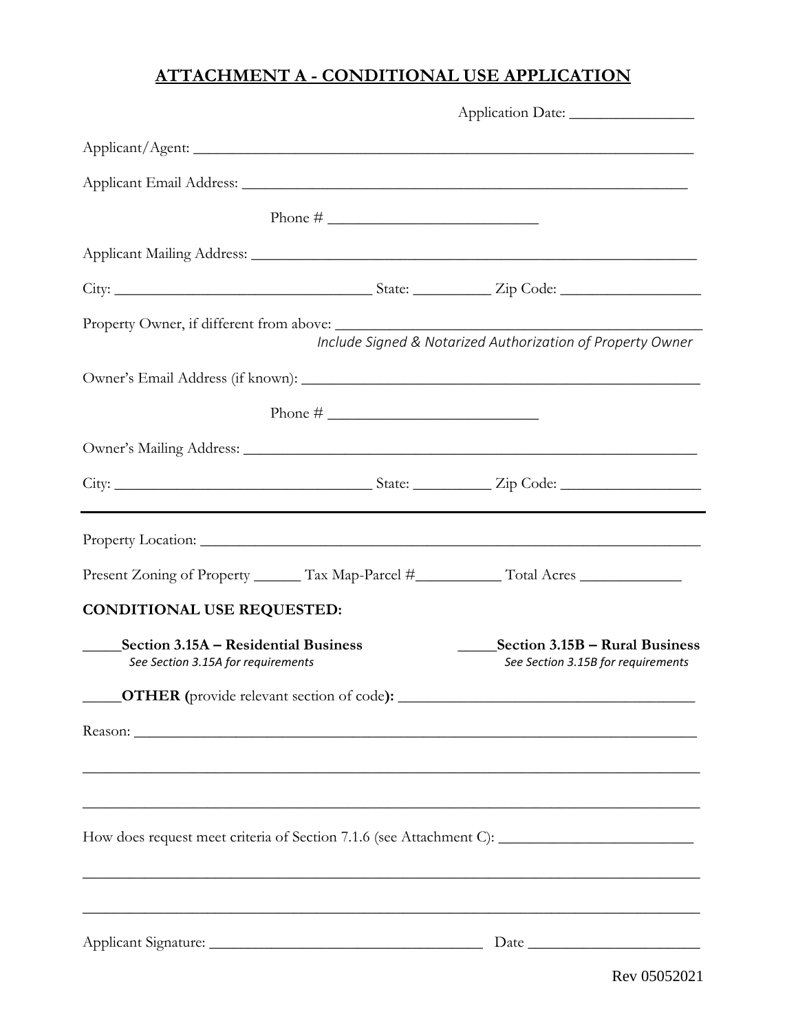# ATTACHMENT A - CONDITIONAL USE APPLICATION

Application Date: ________________

Applicant/Agent: ____________________________________________________________________

Applicant Email Address: ____________________________________________________________

Phone # ____________________________

Applicant Mailing Address: ____________________________________________________________

City: __________________________________ State: __________ Zip Code: __________________

Property Owner, if different from above: ______________________________________________

*Include Signed & Notarized Authorization of Property Owner*

Owner's Email Address (if known): ____________________________________________________

Phone # ____________________________

Owner's Mailing Address: ______________________________________________________________

City: __________________________________ State: __________ Zip Code: __________________

---

Property Location: ____________________________________________________________________

Present Zoning of Property ______ Tax Map-Parcel #___________ Total Acres _____________

**CONDITIONAL USE REQUESTED:**

_____**Section 3.15A – Residential Business**
*See Section 3.15A for requirements*

_____**Section 3.15B – Rural Business**
*See Section 3.15B for requirements*

_____**OTHER (**provide relevant section of code**):** _____________________________________

Reason: ______________________________________________________________________________

______________________________________________________________________________________

______________________________________________________________________________________

How does request meet criteria of Section 7.1.6 (see Attachment C): _________________________

______________________________________________________________________________________

______________________________________________________________________________________

Applicant Signature: ____________________________________ Date _______________________

Rev 05052021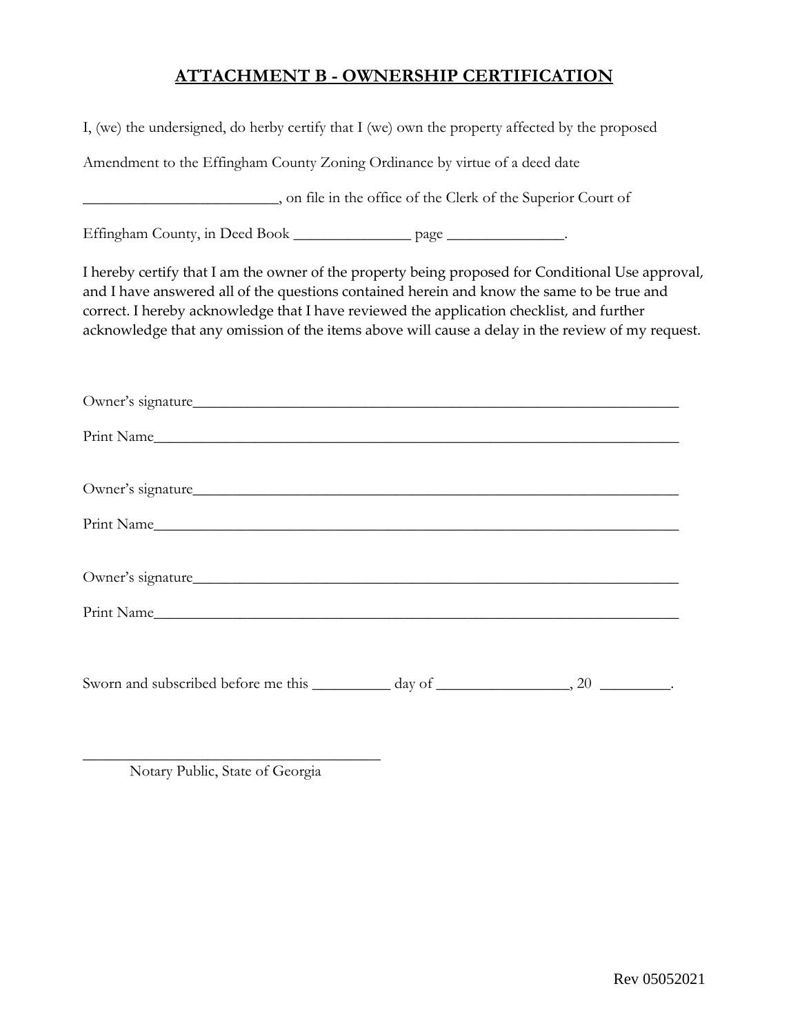## ATTACHMENT B - OWNERSHIP CERTIFICATION

I, (we) the undersigned, do herby certify that I (we) own the property affected by the proposed Amendment to the Effingham County Zoning Ordinance by virtue of a deed date _________________________, on file in the office of the Clerk of the Superior Court of Effingham County, in Deed Book _______________ page _______________.

I hereby certify that I am the owner of the property being proposed for Conditional Use approval, and I have answered all of the questions contained herein and know the same to be true and correct. I hereby acknowledge that I have reviewed the application checklist, and further acknowledge that any omission of the items above will cause a delay in the review of my request.

Owner's signature_________________________________________________________________

Print Name______________________________________________________________________

Owner's signature_________________________________________________________________

Print Name______________________________________________________________________

Owner's signature_________________________________________________________________

Print Name______________________________________________________________________

Sworn and subscribed before me this __________ day of _________________, 20 _________.

_______________________________________
Notary Public, State of Georgia

Rev 05052021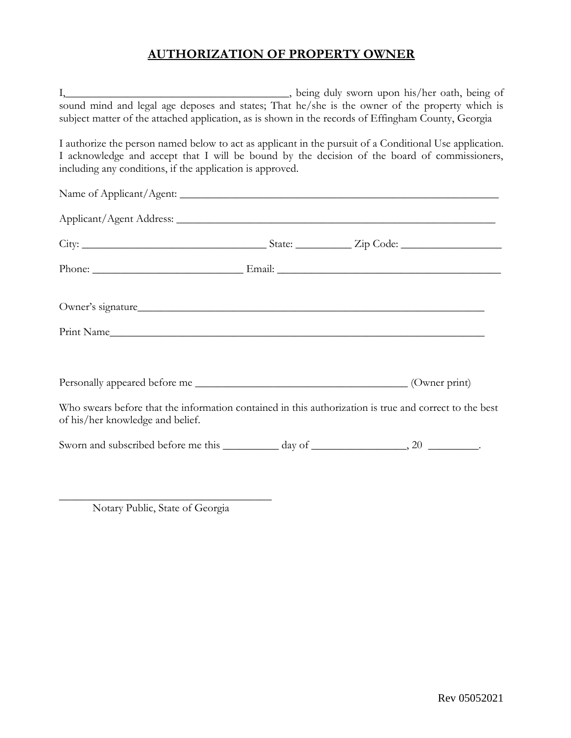## **AUTHORIZATION OF PROPERTY OWNER**

I,________________________________________, being duly sworn upon his/her oath, being of sound mind and legal age deposes and states; That he/she is the owner of the property which is subject matter of the attached application, as is shown in the records of Effingham County, Georgia

I authorize the person named below to act as applicant in the pursuit of a Conditional Use application. I acknowledge and accept that I will be bound by the decision of the board of commissioners, including any conditions, if the application is approved.

Name of Applicant/Agent: ___________________________________________________________

Applicant/Agent Address: ___________________________________________________________

City: _________________________________ State: __________ Zip Code: __________________

Phone: ___________________________ Email: ________________________________________

Owner's signature______________________________________________________________

Print Name___________________________________________________________________

Personally appeared before me ______________________________________ (Owner print)

Who swears before that the information contained in this authorization is true and correct to the best of his/her knowledge and belief.

Sworn and subscribed before me this __________ day of _________________, 20 _________.

______________________________________
Notary Public, State of Georgia

Rev 05052021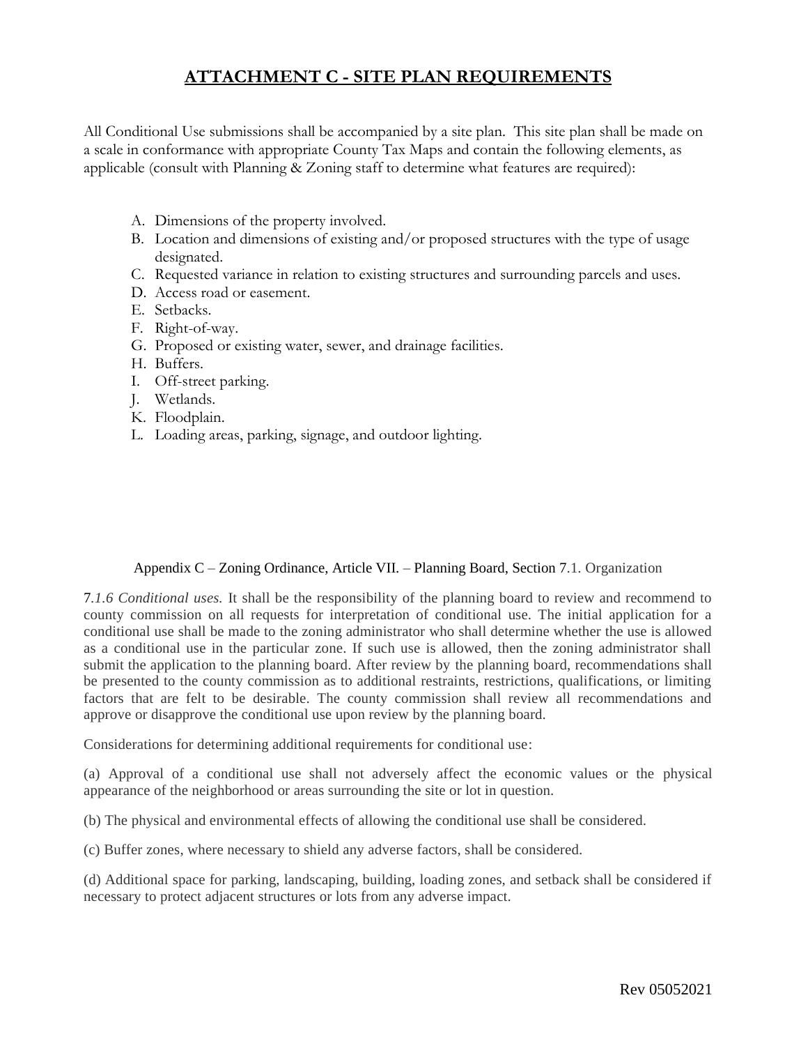# ATTACHMENT C - SITE PLAN REQUIREMENTS

All Conditional Use submissions shall be accompanied by a site plan. This site plan shall be made on a scale in conformance with appropriate County Tax Maps and contain the following elements, as applicable (consult with Planning & Zoning staff to determine what features are required):

A. Dimensions of the property involved.
B. Location and dimensions of existing and/or proposed structures with the type of usage designated.
C. Requested variance in relation to existing structures and surrounding parcels and uses.
D. Access road or easement.
E. Setbacks.
F. Right-of-way.
G. Proposed or existing water, sewer, and drainage facilities.
H. Buffers.
I. Off-street parking.
J. Wetlands.
K. Floodplain.
L. Loading areas, parking, signage, and outdoor lighting.

Appendix C – Zoning Ordinance, Article VII. – Planning Board, Section 7.1. Organization

7*.1.6 Conditional uses.* It shall be the responsibility of the planning board to review and recommend to county commission on all requests for interpretation of conditional use. The initial application for a conditional use shall be made to the zoning administrator who shall determine whether the use is allowed as a conditional use in the particular zone. If such use is allowed, then the zoning administrator shall submit the application to the planning board. After review by the planning board, recommendations shall be presented to the county commission as to additional restraints, restrictions, qualifications, or limiting factors that are felt to be desirable. The county commission shall review all recommendations and approve or disapprove the conditional use upon review by the planning board.

Considerations for determining additional requirements for conditional use:

(a) Approval of a conditional use shall not adversely affect the economic values or the physical appearance of the neighborhood or areas surrounding the site or lot in question.

(b) The physical and environmental effects of allowing the conditional use shall be considered.

(c) Buffer zones, where necessary to shield any adverse factors, shall be considered.

(d) Additional space for parking, landscaping, building, loading zones, and setback shall be considered if necessary to protect adjacent structures or lots from any adverse impact.

Rev 05052021